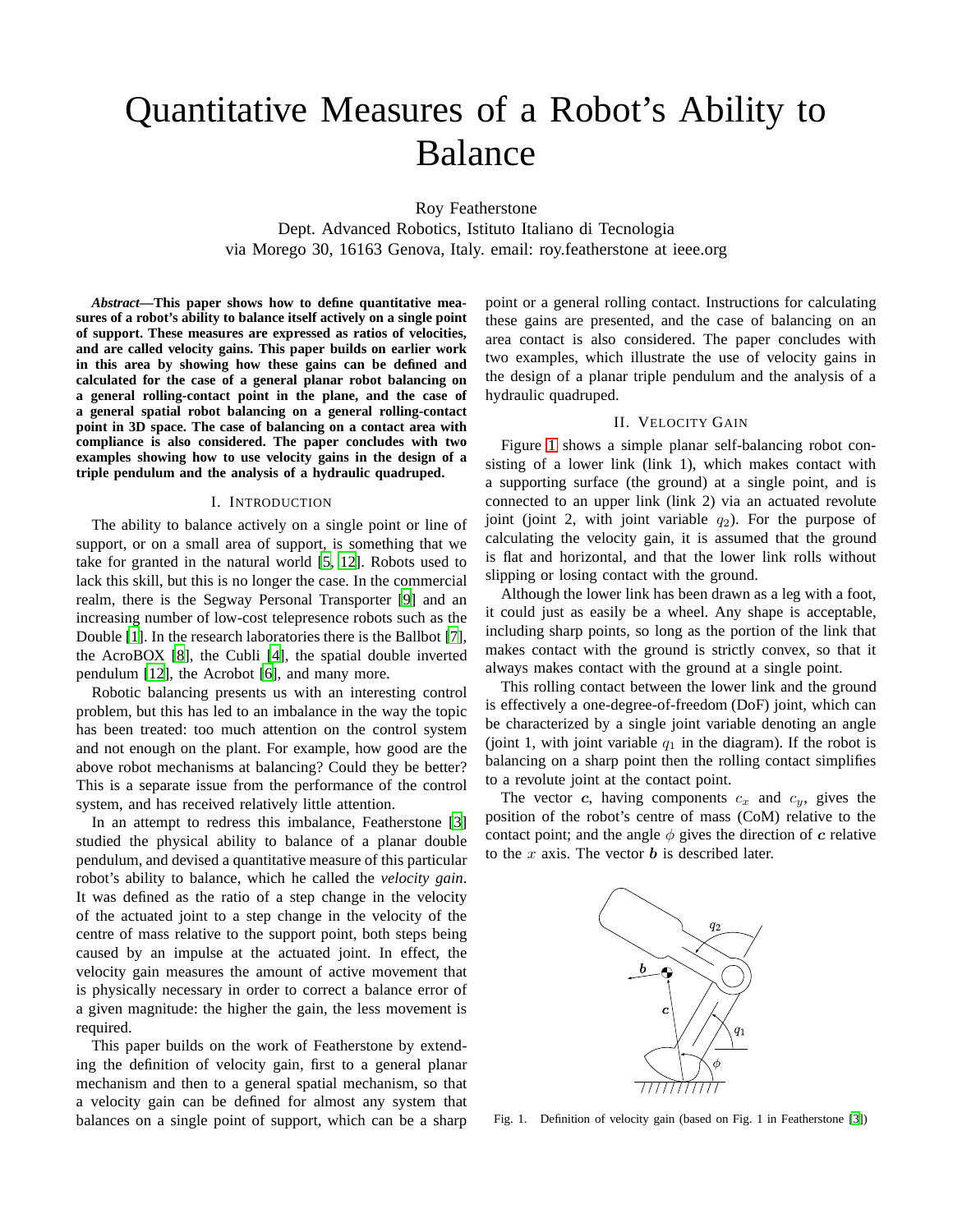# Quantitative Measures of a Robot's Ability to Balance

Roy Featherstone
Dept. Advanced Robotics, Istituto Italiano di Tecnologia
via Morego 30, 16163 Genova, Italy. email: roy.featherstone at ieee.org

***Abstract*—This paper shows how to define quantitative measures of a robot's ability to balance itself actively on a single point of support. These measures are expressed as ratios of velocities, and are called velocity gains. This paper builds on earlier work in this area by showing how these gains can be defined and calculated for the case of a general planar robot balancing on a general rolling-contact point in the plane, and the case of a general spatial robot balancing on a general rolling-contact point in 3D space. The case of balancing on a contact area with compliance is also considered. The paper concludes with two examples showing how to use velocity gains in the design of a triple pendulum and the analysis of a hydraulic quadruped.**

## I. Introduction

The ability to balance actively on a single point or line of support, or on a small area of support, is something that we take for granted in the natural world [5, 12]. Robots used to lack this skill, but this is no longer the case. In the commercial realm, there is the Segway Personal Transporter [9] and an increasing number of low-cost telepresence robots such as the Double [1]. In the research laboratories there is the Ballbot [7], the AcroBOX [8], the Cubli [4], the spatial double inverted pendulum [12], the Acrobot [6], and many more.

Robotic balancing presents us with an interesting control problem, but this has led to an imbalance in the way the topic has been treated: too much attention on the control system and not enough on the plant. For example, how good are the above robot mechanisms at balancing? Could they be better? This is a separate issue from the performance of the control system, and has received relatively little attention.

In an attempt to redress this imbalance, Featherstone [3] studied the physical ability to balance of a planar double pendulum, and devised a quantitative measure of this particular robot's ability to balance, which he called the *velocity gain*. It was defined as the ratio of a step change in the velocity of the actuated joint to a step change in the velocity of the centre of mass relative to the support point, both steps being caused by an impulse at the actuated joint. In effect, the velocity gain measures the amount of active movement that is physically necessary in order to correct a balance error of a given magnitude: the higher the gain, the less movement is required.

This paper builds on the work of Featherstone by extending the definition of velocity gain, first to a general planar mechanism and then to a general spatial mechanism, so that a velocity gain can be defined for almost any system that balances on a single point of support, which can be a sharp point or a general rolling contact. Instructions for calculating these gains are presented, and the case of balancing on an area contact is also considered. The paper concludes with two examples, which illustrate the use of velocity gains in the design of a planar triple pendulum and the analysis of a hydraulic quadruped.

## II. Velocity Gain

Figure 1 shows a simple planar self-balancing robot consisting of a lower link (link 1), which makes contact with a supporting surface (the ground) at a single point, and is connected to an upper link (link 2) via an actuated revolute joint (joint 2, with joint variable $q_2$). For the purpose of calculating the velocity gain, it is assumed that the ground is flat and horizontal, and that the lower link rolls without slipping or losing contact with the ground.

Although the lower link has been drawn as a leg with a foot, it could just as easily be a wheel. Any shape is acceptable, including sharp points, so long as the portion of the link that makes contact with the ground is strictly convex, so that it always makes contact with the ground at a single point.

This rolling contact between the lower link and the ground is effectively a one-degree-of-freedom (DoF) joint, which can be characterized by a single joint variable denoting an angle (joint 1, with joint variable $q_1$ in the diagram). If the robot is balancing on a sharp point then the rolling contact simplifies to a revolute joint at the contact point.

The vector $\boldsymbol{c}$, having components $c_x$ and $c_y$, gives the position of the robot's centre of mass (CoM) relative to the contact point; and the angle $\phi$ gives the direction of $\boldsymbol{c}$ relative to the $x$ axis. The vector $\boldsymbol{b}$ is described later.

Fig. 1. Definition of velocity gain (based on Fig. 1 in Featherstone [3])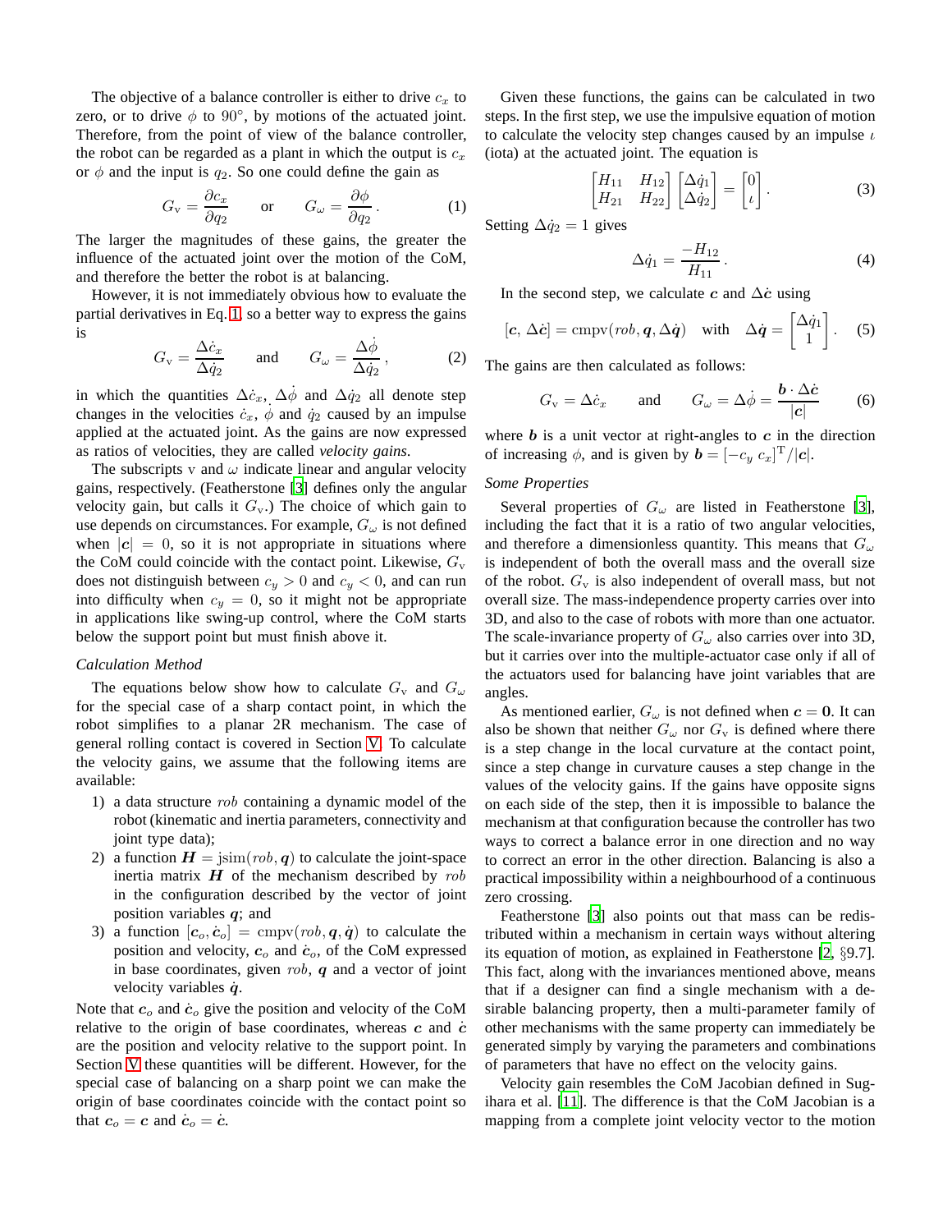The objective of a balance controller is either to drive $c_x$ to zero, or to drive $\phi$ to $90^\circ$, by motions of the actuated joint. Therefore, from the point of view of the balance controller, the robot can be regarded as a plant in which the output is $c_x$ or $\phi$ and the input is $q_2$. So one could define the gain as

$$G_\text{v} = \frac{\partial c_x}{\partial q_2} \qquad \text{or} \qquad G_\omega = \frac{\partial \phi}{\partial q_2} \,. \tag{1}$$

The larger the magnitudes of these gains, the greater the influence of the actuated joint over the motion of the CoM, and therefore the better the robot is at balancing.

However, it is not immediately obvious how to evaluate the partial derivatives in Eq. 1, so a better way to express the gains is

$$G_\text{v} = \frac{\Delta \dot{c}_x}{\Delta \dot{q}_2} \qquad \text{and} \qquad G_\omega = \frac{\Delta \dot{\phi}}{\Delta \dot{q}_2} \,, \tag{2}$$

in which the quantities $\Delta \dot{c}_x$, $\Delta \dot{\phi}$ and $\Delta \dot{q}_2$ all denote step changes in the velocities $\dot{c}_x$, $\dot{\phi}$ and $\dot{q}_2$ caused by an impulse applied at the actuated joint. As the gains are now expressed as ratios of velocities, they are called *velocity gains*.

The subscripts v and $\omega$ indicate linear and angular velocity gains, respectively. (Featherstone [3] defines only the angular velocity gain, but calls it $G_\text{v}$.) The choice of which gain to use depends on circumstances. For example, $G_\omega$ is not defined when $|\boldsymbol{c}| = 0$, so it is not appropriate in situations where the CoM could coincide with the contact point. Likewise, $G_\text{v}$ does not distinguish between $c_y > 0$ and $c_y < 0$, and can run into difficulty when $c_y = 0$, so it might not be appropriate in applications like swing-up control, where the CoM starts below the support point but must finish above it.

### *Calculation Method*

The equations below show how to calculate $G_\text{v}$ and $G_\omega$ for the special case of a sharp contact point, in which the robot simplifies to a planar 2R mechanism. The case of general rolling contact is covered in Section V. To calculate the velocity gains, we assume that the following items are available:

1) a data structure $rob$ containing a dynamic model of the robot (kinematic and inertia parameters, connectivity and joint type data);
2) a function $\boldsymbol{H} = \text{jsim}(rob, \boldsymbol{q})$ to calculate the joint-space inertia matrix $\boldsymbol{H}$ of the mechanism described by $rob$ in the configuration described by the vector of joint position variables $\boldsymbol{q}$; and
3) a function $[\boldsymbol{c}_o, \dot{\boldsymbol{c}}_o] = \text{cmpv}(rob, \boldsymbol{q}, \dot{\boldsymbol{q}})$ to calculate the position and velocity, $\boldsymbol{c}_o$ and $\dot{\boldsymbol{c}}_o$, of the CoM expressed in base coordinates, given $rob$, $\boldsymbol{q}$ and a vector of joint velocity variables $\dot{\boldsymbol{q}}$.

Note that $\boldsymbol{c}_o$ and $\dot{\boldsymbol{c}}_o$ give the position and velocity of the CoM relative to the origin of base coordinates, whereas $\boldsymbol{c}$ and $\dot{\boldsymbol{c}}$ are the position and velocity relative to the support point. In Section V these quantities will be different. However, for the special case of balancing on a sharp point we can make the origin of base coordinates coincide with the contact point so that $\boldsymbol{c}_o = \boldsymbol{c}$ and $\dot{\boldsymbol{c}}_o = \dot{\boldsymbol{c}}$.

Given these functions, the gains can be calculated in two steps. In the first step, we use the impulsive equation of motion to calculate the velocity step changes caused by an impulse $\iota$ (iota) at the actuated joint. The equation is

$$\begin{bmatrix} H_{11} & H_{12} \\ H_{21} & H_{22} \end{bmatrix} \begin{bmatrix} \Delta \dot{q}_1 \\ \Delta \dot{q}_2 \end{bmatrix} = \begin{bmatrix} 0 \\ \iota \end{bmatrix} . \tag{3}$$

Setting $\Delta \dot{q}_2 = 1$ gives

$$\Delta \dot{q}_1 = \frac{-H_{12}}{H_{11}} \,. \tag{4}$$

In the second step, we calculate $\boldsymbol{c}$ and $\Delta \dot{\boldsymbol{c}}$ using

$$[\boldsymbol{c}, \Delta \dot{\boldsymbol{c}}] = \text{cmpv}(rob, \boldsymbol{q}, \Delta \dot{\boldsymbol{q}}) \quad \text{with} \quad \Delta \dot{\boldsymbol{q}} = \begin{bmatrix} \Delta \dot{q}_1 \\ 1 \end{bmatrix} . \tag{5}$$

The gains are then calculated as follows:

$$G_\text{v} = \Delta \dot{c}_x \qquad \text{and} \qquad G_\omega = \Delta \dot{\phi} = \frac{\boldsymbol{b} \cdot \Delta \dot{\boldsymbol{c}}}{|\boldsymbol{c}|} \tag{6}$$

where $\boldsymbol{b}$ is a unit vector at right-angles to $\boldsymbol{c}$ in the direction of increasing $\phi$, and is given by $\boldsymbol{b} = [-c_y \; c_x]^\text{T} / |\boldsymbol{c}|$.

### *Some Properties*

Several properties of $G_\omega$ are listed in Featherstone [3], including the fact that it is a ratio of two angular velocities, and therefore a dimensionless quantity. This means that $G_\omega$ is independent of both the overall mass and the overall size of the robot. $G_\text{v}$ is also independent of overall mass, but not overall size. The mass-independence property carries over into 3D, and also to the case of robots with more than one actuator. The scale-invariance property of $G_\omega$ also carries over into 3D, but it carries over into the multiple-actuator case only if all of the actuators used for balancing have joint variables that are angles.

As mentioned earlier, $G_\omega$ is not defined when $\boldsymbol{c} = \boldsymbol{0}$. It can also be shown that neither $G_\omega$ nor $G_\text{v}$ is defined where there is a step change in the local curvature at the contact point, since a step change in curvature causes a step change in the values of the velocity gains. If the gains have opposite signs on each side of the step, then it is impossible to balance the mechanism at that configuration because the controller has two ways to correct a balance error in one direction and no way to correct an error in the other direction. Balancing is also a practical impossibility within a neighbourhood of a continuous zero crossing.

Featherstone [3] also points out that mass can be redistributed within a mechanism in certain ways without altering its equation of motion, as explained in Featherstone [2, §9.7]. This fact, along with the invariances mentioned above, means that if a designer can find a single mechanism with a desirable balancing property, then a multi-parameter family of other mechanisms with the same property can immediately be generated simply by varying the parameters and combinations of parameters that have no effect on the velocity gains.

Velocity gain resembles the CoM Jacobian defined in Sugihara et al. [11]. The difference is that the CoM Jacobian is a mapping from a complete joint velocity vector to the motion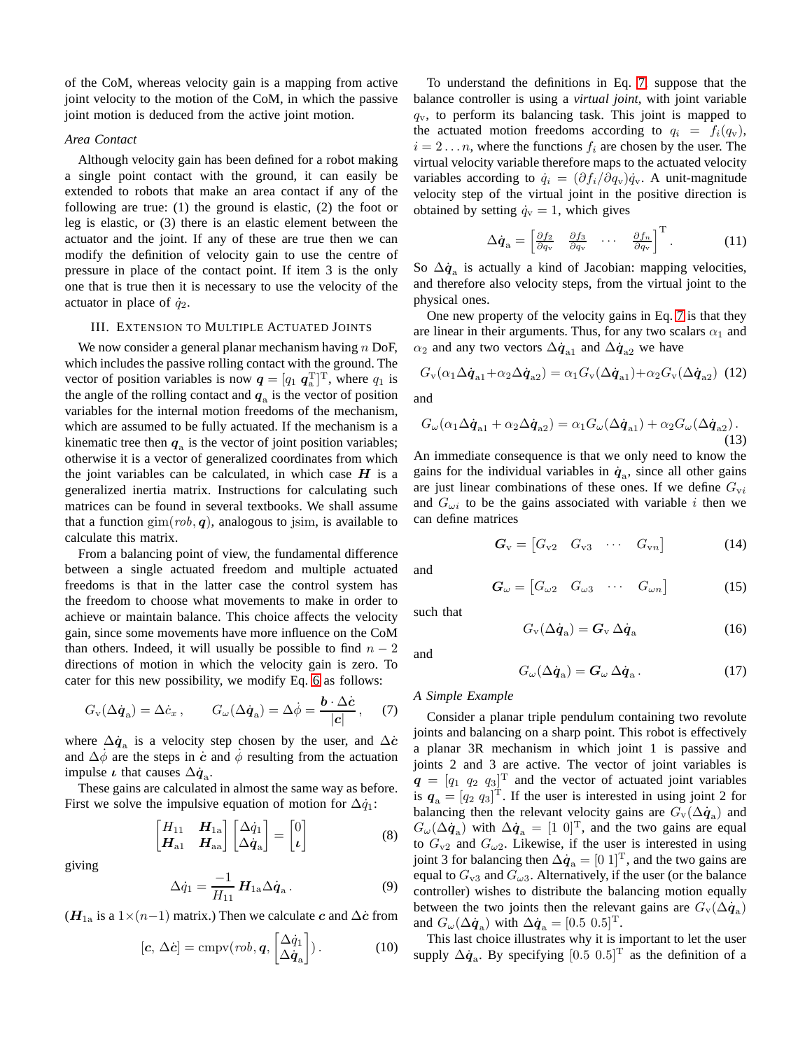of the CoM, whereas velocity gain is a mapping from active joint velocity to the motion of the CoM, in which the passive joint motion is deduced from the active joint motion.

*Area Contact*

Although velocity gain has been defined for a robot making a single point contact with the ground, it can easily be extended to robots that make an area contact if any of the following are true: (1) the ground is elastic, (2) the foot or leg is elastic, or (3) there is an elastic element between the actuator and the joint. If any of these are true then we can modify the definition of velocity gain to use the centre of pressure in place of the contact point. If item 3 is the only one that is true then it is necessary to use the velocity of the actuator in place of $\dot{q}_2$.

## III. Extension to Multiple Actuated Joints

We now consider a general planar mechanism having $n$ DoF, which includes the passive rolling contact with the ground. The vector of position variables is now $\boldsymbol{q} = [q_1 \; \boldsymbol{q}_\mathrm{a}^\mathrm{T}]^\mathrm{T}$, where $q_1$ is the angle of the rolling contact and $\boldsymbol{q}_\mathrm{a}$ is the vector of position variables for the internal motion freedoms of the mechanism, which are assumed to be fully actuated. If the mechanism is a kinematic tree then $\boldsymbol{q}_\mathrm{a}$ is the vector of joint position variables; otherwise it is a vector of generalized coordinates from which the joint variables can be calculated, in which case $\boldsymbol{H}$ is a generalized inertia matrix. Instructions for calculating such matrices can be found in several textbooks. We shall assume that a function $\mathrm{gim}(rob, \boldsymbol{q})$, analogous to jsim, is available to calculate this matrix.

From a balancing point of view, the fundamental difference between a single actuated freedom and multiple actuated freedoms is that in the latter case the control system has the freedom to choose what movements to make in order to achieve or maintain balance. This choice affects the velocity gain, since some movements have more influence on the CoM than others. Indeed, it will usually be possible to find $n-2$ directions of motion in which the velocity gain is zero. To cater for this new possibility, we modify Eq. 6 as follows:

$$G_\mathrm{v}(\Delta\dot{\boldsymbol{q}}_\mathrm{a}) = \Delta\dot{c}_x \,, \qquad G_\omega(\Delta\dot{\boldsymbol{q}}_\mathrm{a}) = \Delta\dot{\phi} = \frac{\boldsymbol{b}\cdot\Delta\dot{\boldsymbol{c}}}{|\boldsymbol{c}|} \,, \qquad (7)$$

where $\Delta\dot{\boldsymbol{q}}_\mathrm{a}$ is a velocity step chosen by the user, and $\Delta\dot{\boldsymbol{c}}$ and $\Delta\dot{\phi}$ are the steps in $\dot{\boldsymbol{c}}$ and $\dot{\phi}$ resulting from the actuation impulse $\boldsymbol{\iota}$ that causes $\Delta\dot{\boldsymbol{q}}_\mathrm{a}$.

These gains are calculated in almost the same way as before. First we solve the impulsive equation of motion for $\Delta\dot{q}_1$:

$$\begin{bmatrix} H_{11} & \boldsymbol{H}_{1\mathrm{a}} \\ \boldsymbol{H}_{\mathrm{a}1} & \boldsymbol{H}_{\mathrm{aa}} \end{bmatrix} \begin{bmatrix} \Delta\dot{q}_1 \\ \Delta\dot{\boldsymbol{q}}_\mathrm{a} \end{bmatrix} = \begin{bmatrix} 0 \\ \boldsymbol{\iota} \end{bmatrix} \qquad (8)$$

giving

$$\Delta\dot{q}_1 = \frac{-1}{H_{11}} \boldsymbol{H}_{1\mathrm{a}} \Delta\dot{\boldsymbol{q}}_\mathrm{a} \,. \qquad (9)$$

($\boldsymbol{H}_{1\mathrm{a}}$ is a $1\times(n-1)$ matrix.) Then we calculate $\boldsymbol{c}$ and $\Delta\dot{\boldsymbol{c}}$ from

$$[\boldsymbol{c}, \, \Delta\dot{\boldsymbol{c}}] = \mathrm{cmpv}(rob, \boldsymbol{q}, \begin{bmatrix} \Delta\dot{q}_1 \\ \Delta\dot{\boldsymbol{q}}_\mathrm{a} \end{bmatrix}) \,. \qquad (10)$$

To understand the definitions in Eq. 7, suppose that the balance controller is using a *virtual joint*, with joint variable $q_\mathrm{v}$, to perform its balancing task. This joint is mapped to the actuated motion freedoms according to $q_i = f_i(q_\mathrm{v})$, $i = 2 \ldots n$, where the functions $f_i$ are chosen by the user. The virtual velocity variable therefore maps to the actuated velocity variables according to $\dot{q}_i = (\partial f_i / \partial q_\mathrm{v})\dot{q}_\mathrm{v}$. A unit-magnitude velocity step of the virtual joint in the positive direction is obtained by setting $\dot{q}_\mathrm{v} = 1$, which gives

$$\Delta\dot{\boldsymbol{q}}_\mathrm{a} = \begin{bmatrix} \frac{\partial f_2}{\partial q_\mathrm{v}} & \frac{\partial f_3}{\partial q_\mathrm{v}} & \cdots & \frac{\partial f_n}{\partial q_\mathrm{v}} \end{bmatrix}^\mathrm{T} . \qquad (11)$$

So $\Delta\dot{\boldsymbol{q}}_\mathrm{a}$ is actually a kind of Jacobian: mapping velocities, and therefore also velocity steps, from the virtual joint to the physical ones.

One new property of the velocity gains in Eq. 7 is that they are linear in their arguments. Thus, for any two scalars $\alpha_1$ and $\alpha_2$ and any two vectors $\Delta\dot{\boldsymbol{q}}_{\mathrm{a}1}$ and $\Delta\dot{\boldsymbol{q}}_{\mathrm{a}2}$ we have

$$G_\mathrm{v}(\alpha_1\Delta\dot{\boldsymbol{q}}_{\mathrm{a}1} + \alpha_2\Delta\dot{\boldsymbol{q}}_{\mathrm{a}2}) = \alpha_1 G_\mathrm{v}(\Delta\dot{\boldsymbol{q}}_{\mathrm{a}1}) + \alpha_2 G_\mathrm{v}(\Delta\dot{\boldsymbol{q}}_{\mathrm{a}2}) \qquad (12)$$

and

$$G_\omega(\alpha_1\Delta\dot{\boldsymbol{q}}_{\mathrm{a}1} + \alpha_2\Delta\dot{\boldsymbol{q}}_{\mathrm{a}2}) = \alpha_1 G_\omega(\Delta\dot{\boldsymbol{q}}_{\mathrm{a}1}) + \alpha_2 G_\omega(\Delta\dot{\boldsymbol{q}}_{\mathrm{a}2}) \,. \qquad (13)$$

An immediate consequence is that we only need to know the gains for the individual variables in $\dot{\boldsymbol{q}}_\mathrm{a}$, since all other gains are just linear combinations of these ones. If we define $G_{\mathrm{v}i}$ and $G_{\omega i}$ to be the gains associated with variable $i$ then we can define matrices

$$\boldsymbol{G}_\mathrm{v} = \begin{bmatrix} G_{\mathrm{v}2} & G_{\mathrm{v}3} & \cdots & G_{\mathrm{v}n} \end{bmatrix} \qquad (14)$$

and

$$\boldsymbol{G}_\omega = \begin{bmatrix} G_{\omega 2} & G_{\omega 3} & \cdots & G_{\omega n} \end{bmatrix} \qquad (15)$$

such that

$$G_\mathrm{v}(\Delta\dot{\boldsymbol{q}}_\mathrm{a}) = \boldsymbol{G}_\mathrm{v} \, \Delta\dot{\boldsymbol{q}}_\mathrm{a} \qquad (16)$$

and

$$G_\omega(\Delta\dot{\boldsymbol{q}}_\mathrm{a}) = \boldsymbol{G}_\omega \, \Delta\dot{\boldsymbol{q}}_\mathrm{a} \,. \qquad (17)$$

*A Simple Example*

Consider a planar triple pendulum containing two revolute joints and balancing on a sharp point. This robot is effectively a planar 3R mechanism in which joint 1 is passive and joints 2 and 3 are active. The vector of joint variables is $\boldsymbol{q} = [q_1 \; q_2 \; q_3]^\mathrm{T}$ and the vector of actuated joint variables is $\boldsymbol{q}_\mathrm{a} = [q_2 \; q_3]^\mathrm{T}$. If the user is interested in using joint 2 for balancing then the relevant velocity gains are $G_\mathrm{v}(\Delta\dot{\boldsymbol{q}}_\mathrm{a})$ and $G_\omega(\Delta\dot{\boldsymbol{q}}_\mathrm{a})$ with $\Delta\dot{\boldsymbol{q}}_\mathrm{a} = [1 \; 0]^\mathrm{T}$, and the two gains are equal to $G_{\mathrm{v}2}$ and $G_{\omega 2}$. Likewise, if the user is interested in using joint 3 for balancing then $\Delta\dot{\boldsymbol{q}}_\mathrm{a} = [0 \; 1]^\mathrm{T}$, and the two gains are equal to $G_{\mathrm{v}3}$ and $G_{\omega 3}$. Alternatively, if the user (or the balance controller) wishes to distribute the balancing motion equally between the two joints then the relevant gains are $G_\mathrm{v}(\Delta\dot{\boldsymbol{q}}_\mathrm{a})$ and $G_\omega(\Delta\dot{\boldsymbol{q}}_\mathrm{a})$ with $\Delta\dot{\boldsymbol{q}}_\mathrm{a} = [0.5 \; 0.5]^\mathrm{T}$.

This last choice illustrates why it is important to let the user supply $\Delta\dot{\boldsymbol{q}}_\mathrm{a}$. By specifying $[0.5 \; 0.5]^\mathrm{T}$ as the definition of a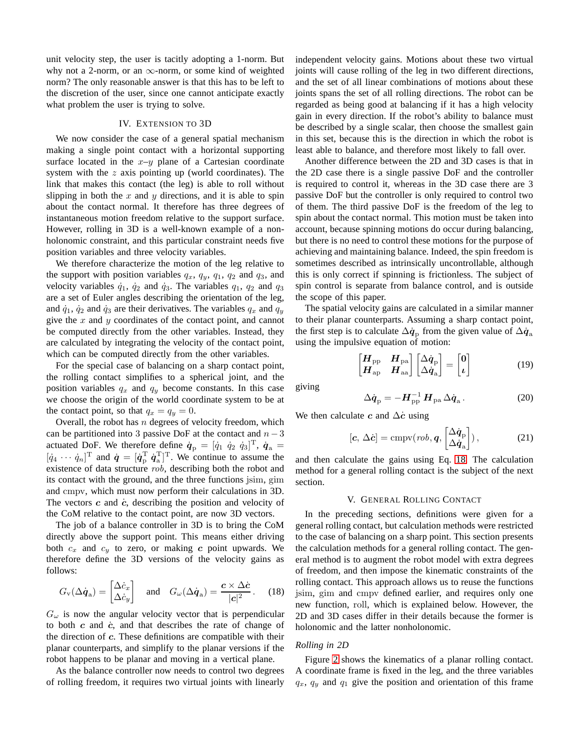unit velocity step, the user is tacitly adopting a 1-norm. But why not a 2-norm, or an $\infty$-norm, or some kind of weighted norm? The only reasonable answer is that this has to be left to the discretion of the user, since one cannot anticipate exactly what problem the user is trying to solve.

## IV. Extension to 3D

We now consider the case of a general spatial mechanism making a single point contact with a horizontal supporting surface located in the $x$–$y$ plane of a Cartesian coordinate system with the $z$ axis pointing up (world coordinates). The link that makes this contact (the leg) is able to roll without slipping in both the $x$ and $y$ directions, and it is able to spin about the contact normal. It therefore has three degrees of instantaneous motion freedom relative to the support surface. However, rolling in 3D is a well-known example of a non-holonomic constraint, and this particular constraint needs five position variables and three velocity variables.

We therefore characterize the motion of the leg relative to the support with position variables $q_x$, $q_y$, $q_1$, $q_2$ and $q_3$, and velocity variables $\dot{q}_1$, $\dot{q}_2$ and $\dot{q}_3$. The variables $q_1$, $q_2$ and $q_3$ are a set of Euler angles describing the orientation of the leg, and $\dot{q}_1$, $\dot{q}_2$ and $\dot{q}_3$ are their derivatives. The variables $q_x$ and $q_y$ give the $x$ and $y$ coordinates of the contact point, and cannot be computed directly from the other variables. Instead, they are calculated by integrating the velocity of the contact point, which can be computed directly from the other variables.

For the special case of balancing on a sharp contact point, the rolling contact simplifies to a spherical joint, and the position variables $q_x$ and $q_y$ become constants. In this case we choose the origin of the world coordinate system to be at the contact point, so that $q_x = q_y = 0$.

Overall, the robot has $n$ degrees of velocity freedom, which can be partitioned into 3 passive DoF at the contact and $n-3$ actuated DoF. We therefore define $\dot{\boldsymbol{q}}_\mathrm{p} = [\dot{q}_1 \; \dot{q}_2 \; \dot{q}_3]^\mathrm{T}$, $\dot{\boldsymbol{q}}_\mathrm{a} = [\dot{q}_4 \cdots \dot{q}_n]^\mathrm{T}$ and $\dot{\boldsymbol{q}} = [\dot{\boldsymbol{q}}_\mathrm{p}^\mathrm{T} \; \dot{\boldsymbol{q}}_\mathrm{a}^\mathrm{T}]^\mathrm{T}$. We continue to assume the existence of data structure $rob$, describing both the robot and its contact with the ground, and the three functions $\mathrm{jsim}$, $\mathrm{gim}$ and $\mathrm{cmpv}$, which must now perform their calculations in 3D. The vectors $\boldsymbol{c}$ and $\dot{\boldsymbol{c}}$, describing the position and velocity of the CoM relative to the contact point, are now 3D vectors.

The job of a balance controller in 3D is to bring the CoM directly above the support point. This means either driving both $c_x$ and $c_y$ to zero, or making $\boldsymbol{c}$ point upwards. We therefore define the 3D versions of the velocity gains as follows:

$$G_\mathrm{v}(\Delta\dot{\boldsymbol{q}}_\mathrm{a}) = \begin{bmatrix} \Delta\dot{c}_x \\ \Delta\dot{c}_y \end{bmatrix} \quad \text{and} \quad G_\omega(\Delta\dot{\boldsymbol{q}}_\mathrm{a}) = \frac{\boldsymbol{c} \times \Delta\dot{\boldsymbol{c}}}{|\boldsymbol{c}|^2} . \tag{18}$$

$G_\omega$ is now the angular velocity vector that is perpendicular to both $\boldsymbol{c}$ and $\dot{\boldsymbol{c}}$, and that describes the rate of change of the direction of $\boldsymbol{c}$. These definitions are compatible with their planar counterparts, and simplify to the planar versions if the robot happens to be planar and moving in a vertical plane.

As the balance controller now needs to control two degrees of rolling freedom, it requires two virtual joints with linearly independent velocity gains. Motions about these two virtual joints will cause rolling of the leg in two different directions, and the set of all linear combinations of motions about these joints spans the set of all rolling directions. The robot can be regarded as being good at balancing if it has a high velocity gain in every direction. If the robot's ability to balance must be described by a single scalar, then choose the smallest gain in this set, because this is the direction in which the robot is least able to balance, and therefore most likely to fall over.

Another difference between the 2D and 3D cases is that in the 2D case there is a single passive DoF and the controller is required to control it, whereas in the 3D case there are 3 passive DoF but the controller is only required to control two of them. The third passive DoF is the freedom of the leg to spin about the contact normal. This motion must be taken into account, because spinning motions do occur during balancing, but there is no need to control these motions for the purpose of achieving and maintaining balance. Indeed, the spin freedom is sometimes described as intrinsically uncontrollable, although this is only correct if spinning is frictionless. The subject of spin control is separate from balance control, and is outside the scope of this paper.

The spatial velocity gains are calculated in a similar manner to their planar counterparts. Assuming a sharp contact point, the first step is to calculate $\Delta\dot{\boldsymbol{q}}_\mathrm{p}$ from the given value of $\Delta\dot{\boldsymbol{q}}_\mathrm{a}$ using the impulsive equation of motion:

$$\begin{bmatrix} \boldsymbol{H}_\mathrm{pp} & \boldsymbol{H}_\mathrm{pa} \\ \boldsymbol{H}_\mathrm{ap} & \boldsymbol{H}_\mathrm{aa} \end{bmatrix} \begin{bmatrix} \Delta\dot{\boldsymbol{q}}_\mathrm{p} \\ \Delta\dot{\boldsymbol{q}}_\mathrm{a} \end{bmatrix} = \begin{bmatrix} \boldsymbol{0} \\ \boldsymbol{\iota} \end{bmatrix} \tag{19}$$

giving

$$\Delta\dot{\boldsymbol{q}}_\mathrm{p} = -\boldsymbol{H}_\mathrm{pp}^{-1}\,\boldsymbol{H}_\mathrm{pa}\,\Delta\dot{\boldsymbol{q}}_\mathrm{a} . \tag{20}$$

We then calculate $\boldsymbol{c}$ and $\Delta\dot{\boldsymbol{c}}$ using

$$[\boldsymbol{c},\, \Delta\dot{\boldsymbol{c}}] = \mathrm{cmpv}(rob, \boldsymbol{q}, \begin{bmatrix} \Delta\dot{\boldsymbol{q}}_\mathrm{p} \\ \Delta\dot{\boldsymbol{q}}_\mathrm{a} \end{bmatrix}) , \tag{21}$$

and then calculate the gains using Eq. 18. The calculation method for a general rolling contact is the subject of the next section.

## V. General Rolling Contact

In the preceding sections, definitions were given for a general rolling contact, but calculation methods were restricted to the case of balancing on a sharp point. This section presents the calculation methods for a general rolling contact. The general method is to augment the robot model with extra degrees of freedom, and then impose the kinematic constraints of the rolling contact. This approach allows us to reuse the functions $\mathrm{jsim}$, $\mathrm{gim}$ and $\mathrm{cmpv}$ defined earlier, and requires only one new function, $\mathrm{roll}$, which is explained below. However, the 2D and 3D cases differ in their details because the former is holonomic and the latter nonholonomic.

### *Rolling in 2D*

Figure 2 shows the kinematics of a planar rolling contact. A coordinate frame is fixed in the leg, and the three variables $q_x$, $q_y$ and $q_1$ give the position and orientation of this frame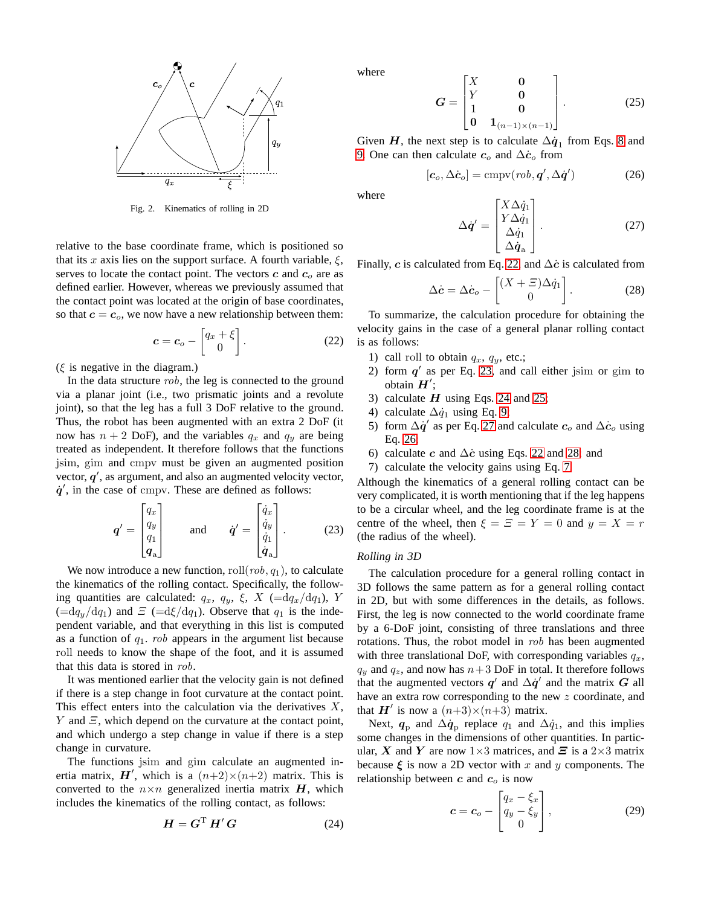Fig. 2. Kinematics of rolling in 2D

relative to the base coordinate frame, which is positioned so that its $x$ axis lies on the support surface. A fourth variable, $\xi$, serves to locate the contact point. The vectors $\boldsymbol{c}$ and $\boldsymbol{c}_o$ are as defined earlier. However, whereas we previously assumed that the contact point was located at the origin of base coordinates, so that $\boldsymbol{c} = \boldsymbol{c}_o$, we now have a new relationship between them:

$$\boldsymbol{c} = \boldsymbol{c}_o - \begin{bmatrix} q_x + \xi \\ 0 \end{bmatrix}. \tag{22}$$

($\xi$ is negative in the diagram.)

In the data structure $rob$, the leg is connected to the ground via a planar joint (i.e., two prismatic joints and a revolute joint), so that the leg has a full 3 DoF relative to the ground. Thus, the robot has been augmented with an extra 2 DoF (it now has $n+2$ DoF), and the variables $q_x$ and $q_y$ are being treated as independent. It therefore follows that the functions jsim, gim and cmpv must be given an augmented position vector, $\boldsymbol{q}'$, as argument, and also an augmented velocity vector, $\dot{\boldsymbol{q}}'$, in the case of cmpv. These are defined as follows:

$$\boldsymbol{q}' = \begin{bmatrix} q_x \\ q_y \\ q_1 \\ \boldsymbol{q}_{\mathrm{a}} \end{bmatrix} \quad \text{and} \quad \dot{\boldsymbol{q}}' = \begin{bmatrix} \dot{q}_x \\ \dot{q}_y \\ \dot{q}_1 \\ \dot{\boldsymbol{q}}_{\mathrm{a}} \end{bmatrix}. \tag{23}$$

We now introduce a new function, $\mathrm{roll}(rob, q_1)$, to calculate the kinematics of the rolling contact. Specifically, the following quantities are calculated: $q_x$, $q_y$, $\xi$, $X$ ($=\mathrm{d}q_x/\mathrm{d}q_1$), $Y$ ($=\mathrm{d}q_y/\mathrm{d}q_1$) and $\varXi$ ($=\mathrm{d}\xi/\mathrm{d}q_1$). Observe that $q_1$ is the independent variable, and that everything in this list is computed as a function of $q_1$. $rob$ appears in the argument list because roll needs to know the shape of the foot, and it is assumed that this data is stored in $rob$.

It was mentioned earlier that the velocity gain is not defined if there is a step change in foot curvature at the contact point. This effect enters into the calculation via the derivatives $X$, $Y$ and $\varXi$, which depend on the curvature at the contact point, and which undergo a step change in value if there is a step change in curvature.

The functions jsim and gim calculate an augmented inertia matrix, $\boldsymbol{H}'$, which is a $(n+2)\times(n+2)$ matrix. This is converted to the $n\times n$ generalized inertia matrix $\boldsymbol{H}$, which includes the kinematics of the rolling contact, as follows:

$$\boldsymbol{H} = \boldsymbol{G}^{\mathrm{T}} \boldsymbol{H}' \boldsymbol{G} \tag{24}$$

where

$$\boldsymbol{G} = \begin{bmatrix} X & \boldsymbol{0} \\ Y & \boldsymbol{0} \\ 1 & \boldsymbol{0} \\ \boldsymbol{0} & \boldsymbol{1}_{(n-1)\times(n-1)} \end{bmatrix}. \tag{25}$$

Given $\boldsymbol{H}$, the next step is to calculate $\Delta\dot{\boldsymbol{q}}_1$ from Eqs. 8 and 9. One can then calculate $\boldsymbol{c}_o$ and $\Delta\dot{\boldsymbol{c}}_o$ from

$$[\boldsymbol{c}_o, \Delta\dot{\boldsymbol{c}}_o] = \mathrm{cmpv}(rob, \boldsymbol{q}', \Delta\dot{\boldsymbol{q}}') \tag{26}$$

where

$$\Delta\dot{\boldsymbol{q}}' = \begin{bmatrix} X\Delta\dot{q}_1 \\ Y\Delta\dot{q}_1 \\ \Delta\dot{q}_1 \\ \Delta\dot{\boldsymbol{q}}_{\mathrm{a}} \end{bmatrix}. \tag{27}$$

Finally, $\boldsymbol{c}$ is calculated from Eq. 22 and $\Delta\dot{\boldsymbol{c}}$ is calculated from

$$\Delta\dot{\boldsymbol{c}} = \Delta\dot{\boldsymbol{c}}_o - \begin{bmatrix} (X+\varXi)\Delta\dot{q}_1 \\ 0 \end{bmatrix}. \tag{28}$$

To summarize, the calculation procedure for obtaining the velocity gains in the case of a general planar rolling contact is as follows:

1) call roll to obtain $q_x$, $q_y$, etc.;
2) form $\boldsymbol{q}'$ as per Eq. 23, and call either jsim or gim to obtain $\boldsymbol{H}'$;
3) calculate $\boldsymbol{H}$ using Eqs. 24 and 25;
4) calculate $\Delta\dot{q}_1$ using Eq. 9;
5) form $\Delta\dot{\boldsymbol{q}}'$ as per Eq. 27 and calculate $\boldsymbol{c}_o$ and $\Delta\dot{\boldsymbol{c}}_o$ using Eq. 26;
6) calculate $\boldsymbol{c}$ and $\Delta\dot{\boldsymbol{c}}$ using Eqs. 22 and 28; and
7) calculate the velocity gains using Eq. 7.

Although the kinematics of a general rolling contact can be very complicated, it is worth mentioning that if the leg happens to be a circular wheel, and the leg coordinate frame is at the centre of the wheel, then $\xi = \varXi = Y = 0$ and $y = X = r$ (the radius of the wheel).

### *Rolling in 3D*

The calculation procedure for a general rolling contact in 3D follows the same pattern as for a general rolling contact in 2D, but with some differences in the details, as follows. First, the leg is now connected to the world coordinate frame by a 6-DoF joint, consisting of three translations and three rotations. Thus, the robot model in $rob$ has been augmented with three translational DoF, with corresponding variables $q_x$, $q_y$ and $q_z$, and now has $n+3$ DoF in total. It therefore follows that the augmented vectors $\boldsymbol{q}'$ and $\Delta\dot{\boldsymbol{q}}'$ and the matrix $\boldsymbol{G}$ all have an extra row corresponding to the new $z$ coordinate, and that $\boldsymbol{H}'$ is now a $(n+3)\times(n+3)$ matrix.

Next, $\boldsymbol{q}_{\mathrm{p}}$ and $\Delta\dot{\boldsymbol{q}}_{\mathrm{p}}$ replace $q_1$ and $\Delta\dot{q}_1$, and this implies some changes in the dimensions of other quantities. In particular, $\boldsymbol{X}$ and $\boldsymbol{Y}$ are now $1\times3$ matrices, and $\boldsymbol{\varXi}$ is a $2\times3$ matrix because $\boldsymbol{\xi}$ is now a 2D vector with $x$ and $y$ components. The relationship between $\boldsymbol{c}$ and $\boldsymbol{c}_o$ is now

$$\boldsymbol{c} = \boldsymbol{c}_o - \begin{bmatrix} q_x - \xi_x \\ q_y - \xi_y \\ 0 \end{bmatrix}, \tag{29}$$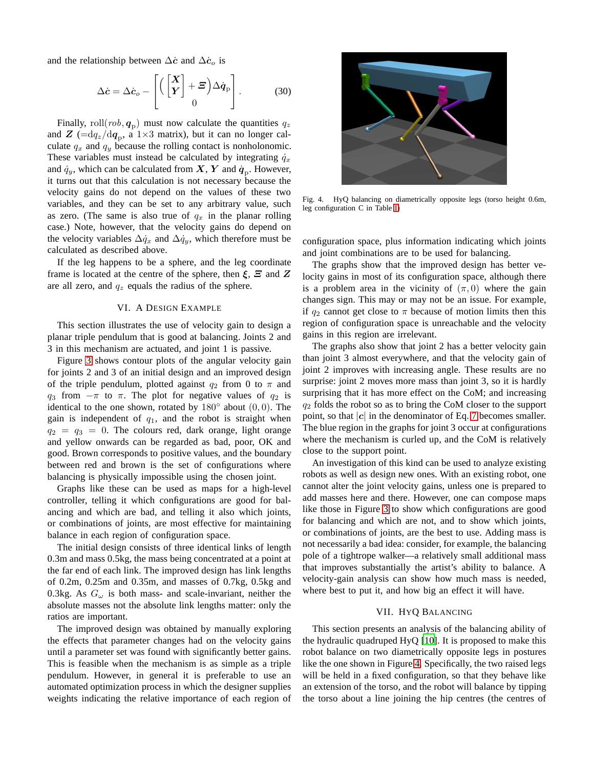and the relationship between $\Delta\dot{\boldsymbol{c}}$ and $\Delta\dot{\boldsymbol{c}}_o$ is

$$\Delta\dot{\boldsymbol{c}} = \Delta\dot{\boldsymbol{c}}_o - \begin{bmatrix} \left( \begin{bmatrix} \boldsymbol{X} \\ \boldsymbol{Y} \end{bmatrix} + \boldsymbol{\Xi} \right) \Delta\dot{\boldsymbol{q}}_{\mathrm{p}} \\ 0 \end{bmatrix}. \tag{30}$$

Finally, $\mathrm{roll}(rob, \boldsymbol{q}_{\mathrm{p}})$ must now calculate the quantities $q_z$ and $\boldsymbol{Z}$ ($=\mathrm{d}q_z/\mathrm{d}\boldsymbol{q}_{\mathrm{p}}$, a $1{\times}3$ matrix), but it can no longer calculate $q_x$ and $q_y$ because the rolling contact is nonholonomic. These variables must instead be calculated by integrating $\dot{q}_x$ and $\dot{q}_y$, which can be calculated from $\boldsymbol{X}$, $\boldsymbol{Y}$ and $\dot{\boldsymbol{q}}_{\mathrm{p}}$. However, it turns out that this calculation is not necessary because the velocity gains do not depend on the values of these two variables, and they can be set to any arbitrary value, such as zero. (The same is also true of $q_x$ in the planar rolling case.) Note, however, that the velocity gains do depend on the velocity variables $\Delta\dot{q}_x$ and $\Delta\dot{q}_y$, which therefore must be calculated as described above.

If the leg happens to be a sphere, and the leg coordinate frame is located at the centre of the sphere, then $\boldsymbol{\xi}$, $\boldsymbol{\Xi}$ and $\boldsymbol{Z}$ are all zero, and $q_z$ equals the radius of the sphere.

## VI. A Design Example

This section illustrates the use of velocity gain to design a planar triple pendulum that is good at balancing. Joints 2 and 3 in this mechanism are actuated, and joint 1 is passive.

Figure 3 shows contour plots of the angular velocity gain for joints 2 and 3 of an initial design and an improved design of the triple pendulum, plotted against $q_2$ from 0 to $\pi$ and $q_3$ from $-\pi$ to $\pi$. The plot for negative values of $q_2$ is identical to the one shown, rotated by $180^\circ$ about $(0, 0)$. The gain is independent of $q_1$, and the robot is straight when $q_2 = q_3 = 0$. The colours red, dark orange, light orange and yellow onwards can be regarded as bad, poor, OK and good. Brown corresponds to positive values, and the boundary between red and brown is the set of configurations where balancing is physically impossible using the chosen joint.

Graphs like these can be used as maps for a high-level controller, telling it which configurations are good for balancing and which are bad, and telling it also which joints, or combinations of joints, are most effective for maintaining balance in each region of configuration space.

The initial design consists of three identical links of length 0.3m and mass 0.5kg, the mass being concentrated at a point at the far end of each link. The improved design has link lengths of 0.2m, 0.25m and 0.35m, and masses of 0.7kg, 0.5kg and 0.3kg. As $G_\omega$ is both mass- and scale-invariant, neither the absolute masses not the absolute link lengths matter: only the ratios are important.

The improved design was obtained by manually exploring the effects that parameter changes had on the velocity gains until a parameter set was found with significantly better gains. This is feasible when the mechanism is as simple as a triple pendulum. However, in general it is preferable to use an automated optimization process in which the designer supplies weights indicating the relative importance of each region of configuration space, plus information indicating which joints and joint combinations are to be used for balancing.

Fig. 4. HyQ balancing on diametrically opposite legs (torso height 0.6m, leg configuration C in Table I)

The graphs show that the improved design has better velocity gains in most of its configuration space, although there is a problem area in the vicinity of $(\pi, 0)$ where the gain changes sign. This may or may not be an issue. For example, if $q_2$ cannot get close to $\pi$ because of motion limits then this region of configuration space is unreachable and the velocity gains in this region are irrelevant.

The graphs also show that joint 2 has a better velocity gain than joint 3 almost everywhere, and that the velocity gain of joint 2 improves with increasing angle. These results are no surprise: joint 2 moves more mass than joint 3, so it is hardly surprising that it has more effect on the CoM; and increasing $q_2$ folds the robot so as to bring the CoM closer to the support point, so that $|\boldsymbol{c}|$ in the denominator of Eq. 7 becomes smaller. The blue region in the graphs for joint 3 occur at configurations where the mechanism is curled up, and the CoM is relatively close to the support point.

An investigation of this kind can be used to analyze existing robots as well as design new ones. With an existing robot, one cannot alter the joint velocity gains, unless one is prepared to add masses here and there. However, one can compose maps like those in Figure 3 to show which configurations are good for balancing and which are not, and to show which joints, or combinations of joints, are the best to use. Adding mass is not necessarily a bad idea: consider, for example, the balancing pole of a tightrope walker—a relatively small additional mass that improves substantially the artist's ability to balance. A velocity-gain analysis can show how much mass is needed, where best to put it, and how big an effect it will have.

## VII. HyQ Balancing

This section presents an analysis of the balancing ability of the hydraulic quadruped HyQ [10]. It is proposed to make this robot balance on two diametrically opposite legs in postures like the one shown in Figure 4. Specifically, the two raised legs will be held in a fixed configuration, so that they behave like an extension of the torso, and the robot will balance by tipping the torso about a line joining the hip centres (the centres of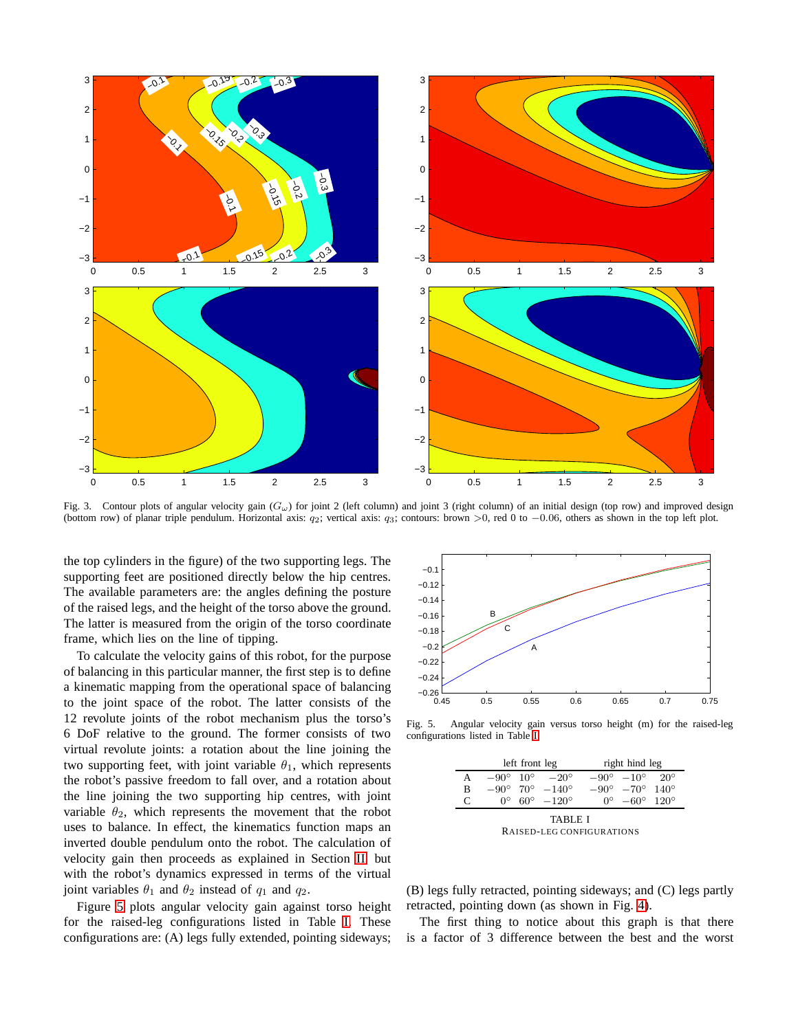Fig. 3. Contour plots of angular velocity gain ($G_\omega$) for joint 2 (left column) and joint 3 (right column) of an initial design (top row) and improved design (bottom row) of planar triple pendulum. Horizontal axis: $q_2$; vertical axis: $q_3$; contours: brown $>0$, red 0 to $-0.06$, others as shown in the top left plot.

the top cylinders in the figure) of the two supporting legs. The supporting feet are positioned directly below the hip centres. The available parameters are: the angles defining the posture of the raised legs, and the height of the torso above the ground. The latter is measured from the origin of the torso coordinate frame, which lies on the line of tipping.

To calculate the velocity gains of this robot, for the purpose of balancing in this particular manner, the first step is to define a kinematic mapping from the operational space of balancing to the joint space of the robot. The latter consists of the 12 revolute joints of the robot mechanism plus the torso's 6 DoF relative to the ground. The former consists of two virtual revolute joints: a rotation about the line joining the two supporting feet, with joint variable $\theta_1$, which represents the robot's passive freedom to fall over, and a rotation about the line joining the two supporting hip centres, with joint variable $\theta_2$, which represents the movement that the robot uses to balance. In effect, the kinematics function maps an inverted double pendulum onto the robot. The calculation of velocity gain then proceeds as explained in Section II but with the robot's dynamics expressed in terms of the virtual joint variables $\theta_1$ and $\theta_2$ instead of $q_1$ and $q_2$.

Figure 5 plots angular velocity gain against torso height for the raised-leg configurations listed in Table I. These configurations are: (A) legs fully extended, pointing sideways; (B) legs fully retracted, pointing sideways; and (C) legs partly retracted, pointing down (as shown in Fig. 4).

Fig. 5. Angular velocity gain versus torso height (m) for the raised-leg configurations listed in Table I

| | left front leg | | | right hind leg | | |
|---|---|---|---|---|---|---|
| A | $-90^\circ$ | $10^\circ$ | $-20^\circ$ | $-90^\circ$ | $-10^\circ$ | $20^\circ$ |
| B | $-90^\circ$ | $70^\circ$ | $-140^\circ$ | $-90^\circ$ | $-70^\circ$ | $140^\circ$ |
| C | $0^\circ$ | $60^\circ$ | $-120^\circ$ | $0^\circ$ | $-60^\circ$ | $120^\circ$ |

TABLE I
RAISED-LEG CONFIGURATIONS

The first thing to notice about this graph is that there is a factor of 3 difference between the best and the worst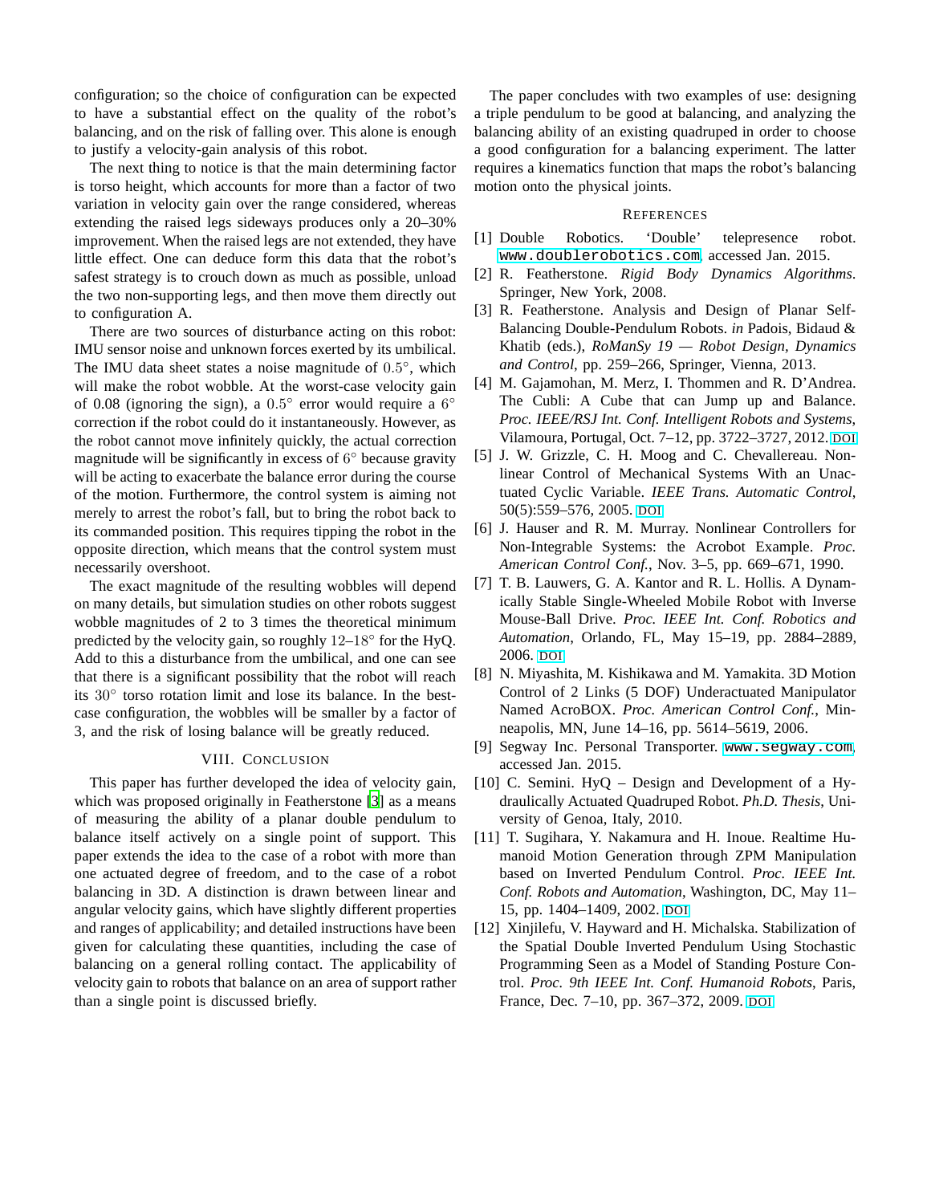configuration; so the choice of configuration can be expected to have a substantial effect on the quality of the robot's balancing, and on the risk of falling over. This alone is enough to justify a velocity-gain analysis of this robot.

The next thing to notice is that the main determining factor is torso height, which accounts for more than a factor of two variation in velocity gain over the range considered, whereas extending the raised legs sideways produces only a 20–30% improvement. When the raised legs are not extended, they have little effect. One can deduce form this data that the robot's safest strategy is to crouch down as much as possible, unload the two non-supporting legs, and then move them directly out to configuration A.

There are two sources of disturbance acting on this robot: IMU sensor noise and unknown forces exerted by its umbilical. The IMU data sheet states a noise magnitude of $0.5^\circ$, which will make the robot wobble. At the worst-case velocity gain of 0.08 (ignoring the sign), a $0.5^\circ$ error would require a $6^\circ$ correction if the robot could do it instantaneously. However, as the robot cannot move infinitely quickly, the actual correction magnitude will be significantly in excess of $6^\circ$ because gravity will be acting to exacerbate the balance error during the course of the motion. Furthermore, the control system is aiming not merely to arrest the robot's fall, but to bring the robot back to its commanded position. This requires tipping the robot in the opposite direction, which means that the control system must necessarily overshoot.

The exact magnitude of the resulting wobbles will depend on many details, but simulation studies on other robots suggest wobble magnitudes of 2 to 3 times the theoretical minimum predicted by the velocity gain, so roughly $12$–$18^\circ$ for the HyQ. Add to this a disturbance from the umbilical, and one can see that there is a significant possibility that the robot will reach its $30^\circ$ torso rotation limit and lose its balance. In the best-case configuration, the wobbles will be smaller by a factor of 3, and the risk of losing balance will be greatly reduced.

## VIII. Conclusion

This paper has further developed the idea of velocity gain, which was proposed originally in Featherstone [3] as a means of measuring the ability of a planar double pendulum to balance itself actively on a single point of support. This paper extends the idea to the case of a robot with more than one actuated degree of freedom, and to the case of a robot balancing in 3D. A distinction is drawn between linear and angular velocity gains, which have slightly different properties and ranges of applicability; and detailed instructions have been given for calculating these quantities, including the case of balancing on a general rolling contact. The applicability of velocity gain to robots that balance on an area of support rather than a single point is discussed briefly.

The paper concludes with two examples of use: designing a triple pendulum to be good at balancing, and analyzing the balancing ability of an existing quadruped in order to choose a good configuration for a balancing experiment. The latter requires a kinematics function that maps the robot's balancing motion onto the physical joints.

## References

[1] Double Robotics. 'Double' telepresence robot. `www.doublerobotics.com`, accessed Jan. 2015.

[2] R. Featherstone. *Rigid Body Dynamics Algorithms*. Springer, New York, 2008.

[3] R. Featherstone. Analysis and Design of Planar Self-Balancing Double-Pendulum Robots. *in* Padois, Bidaud & Khatib (eds.), *RoManSy 19 — Robot Design, Dynamics and Control*, pp. 259–266, Springer, Vienna, 2013.

[4] M. Gajamohan, M. Merz, I. Thommen and R. D'Andrea. The Cubli: A Cube that can Jump up and Balance. *Proc. IEEE/RSJ Int. Conf. Intelligent Robots and Systems*, Vilamoura, Portugal, Oct. 7–12, pp. 3722–3727, 2012. DOI

[5] J. W. Grizzle, C. H. Moog and C. Chevallereau. Nonlinear Control of Mechanical Systems With an Unactuated Cyclic Variable. *IEEE Trans. Automatic Control*, 50(5):559–576, 2005. DOI

[6] J. Hauser and R. M. Murray. Nonlinear Controllers for Non-Integrable Systems: the Acrobot Example. *Proc. American Control Conf.*, Nov. 3–5, pp. 669–671, 1990.

[7] T. B. Lauwers, G. A. Kantor and R. L. Hollis. A Dynamically Stable Single-Wheeled Mobile Robot with Inverse Mouse-Ball Drive. *Proc. IEEE Int. Conf. Robotics and Automation*, Orlando, FL, May 15–19, pp. 2884–2889, 2006. DOI

[8] N. Miyashita, M. Kishikawa and M. Yamakita. 3D Motion Control of 2 Links (5 DOF) Underactuated Manipulator Named AcroBOX. *Proc. American Control Conf.*, Minneapolis, MN, June 14–16, pp. 5614–5619, 2006.

[9] Segway Inc. Personal Transporter. `www.segway.com`, accessed Jan. 2015.

[10] C. Semini. HyQ – Design and Development of a Hydraulically Actuated Quadruped Robot. *Ph.D. Thesis*, University of Genoa, Italy, 2010.

[11] T. Sugihara, Y. Nakamura and H. Inoue. Realtime Humanoid Motion Generation through ZPM Manipulation based on Inverted Pendulum Control. *Proc. IEEE Int. Conf. Robots and Automation*, Washington, DC, May 11–15, pp. 1404–1409, 2002. DOI

[12] Xinjilefu, V. Hayward and H. Michalska. Stabilization of the Spatial Double Inverted Pendulum Using Stochastic Programming Seen as a Model of Standing Posture Control. *Proc. 9th IEEE Int. Conf. Humanoid Robots*, Paris, France, Dec. 7–10, pp. 367–372, 2009. DOI